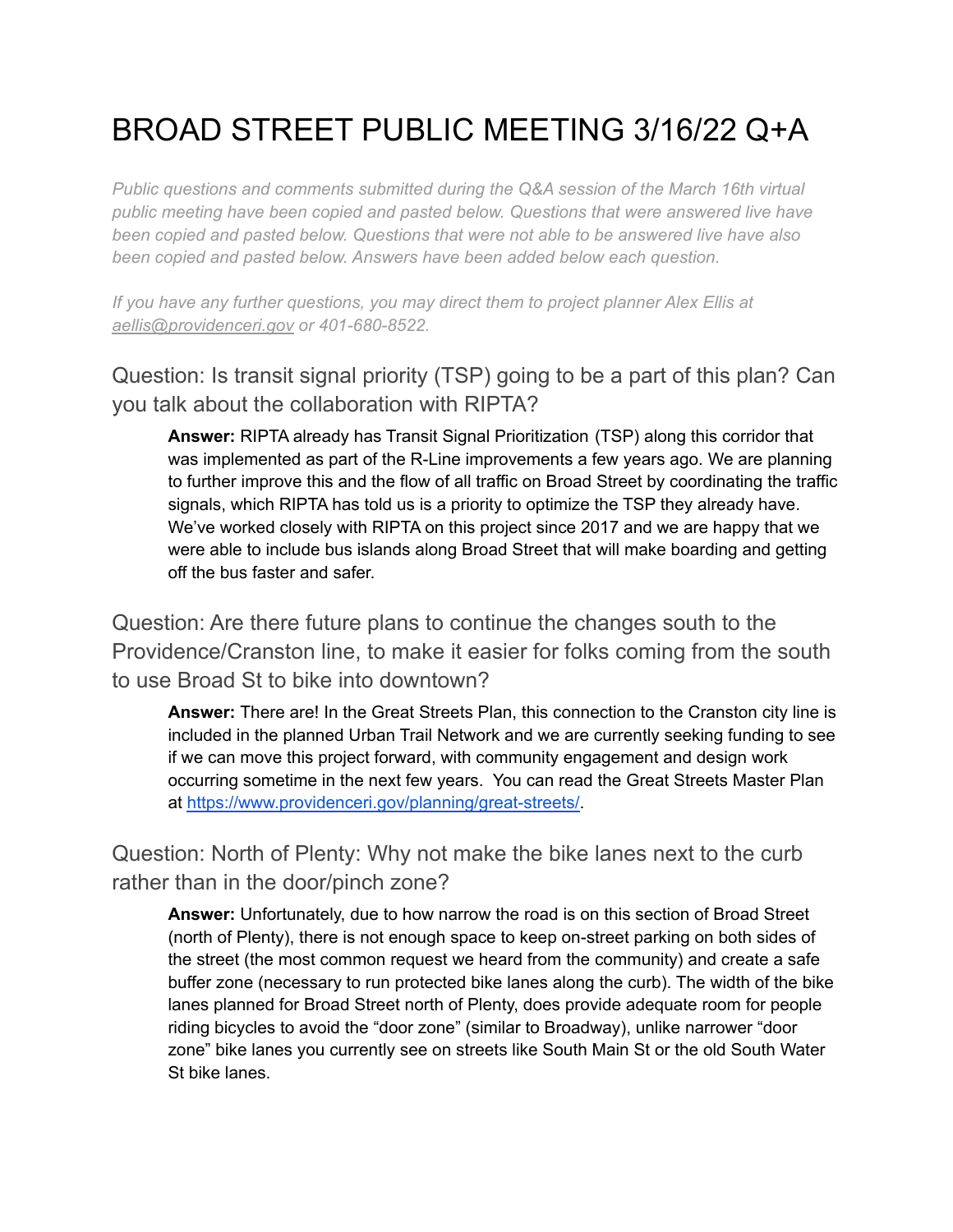# BROAD STREET PUBLIC MEETING 3/16/22 Q+A

*Public questions and comments submitted during the Q&A session of the March 16th virtual public meeting have been copied and pasted below. Questions that were answered live have been copied and pasted below. Questions that were not able to be answered live have also been copied and pasted below. Answers have been added below each question.*

*If you have any further questions, you may direct them to project planner Alex Ellis at aellis@providenceri.gov or 401-680-8522.*

## Question: Is transit signal priority (TSP) going to be a part of this plan? Can you talk about the collaboration with RIPTA?

**Answer:** RIPTA already has Transit Signal Prioritization (TSP) along this corridor that was implemented as part of the R-Line improvements a few years ago. We are planning to further improve this and the flow of all traffic on Broad Street by coordinating the traffic signals, which RIPTA has told us is a priority to optimize the TSP they already have. We've worked closely with RIPTA on this project since 2017 and we are happy that we were able to include bus islands along Broad Street that will make boarding and getting off the bus faster and safer.

## Question: Are there future plans to continue the changes south to the Providence/Cranston line, to make it easier for folks coming from the south to use Broad St to bike into downtown?

**Answer:** There are! In the Great Streets Plan, this connection to the Cranston city line is included in the planned Urban Trail Network and we are currently seeking funding to see if we can move this project forward, with community engagement and design work occurring sometime in the next few years. You can read the Great Streets Master Plan at https://www.providenceri.gov/planning/great-streets/.

## Question: North of Plenty: Why not make the bike lanes next to the curb rather than in the door/pinch zone?

**Answer:** Unfortunately, due to how narrow the road is on this section of Broad Street (north of Plenty), there is not enough space to keep on-street parking on both sides of the street (the most common request we heard from the community) and create a safe buffer zone (necessary to run protected bike lanes along the curb). The width of the bike lanes planned for Broad Street north of Plenty, does provide adequate room for people riding bicycles to avoid the "door zone" (similar to Broadway), unlike narrower "door zone" bike lanes you currently see on streets like South Main St or the old South Water St bike lanes.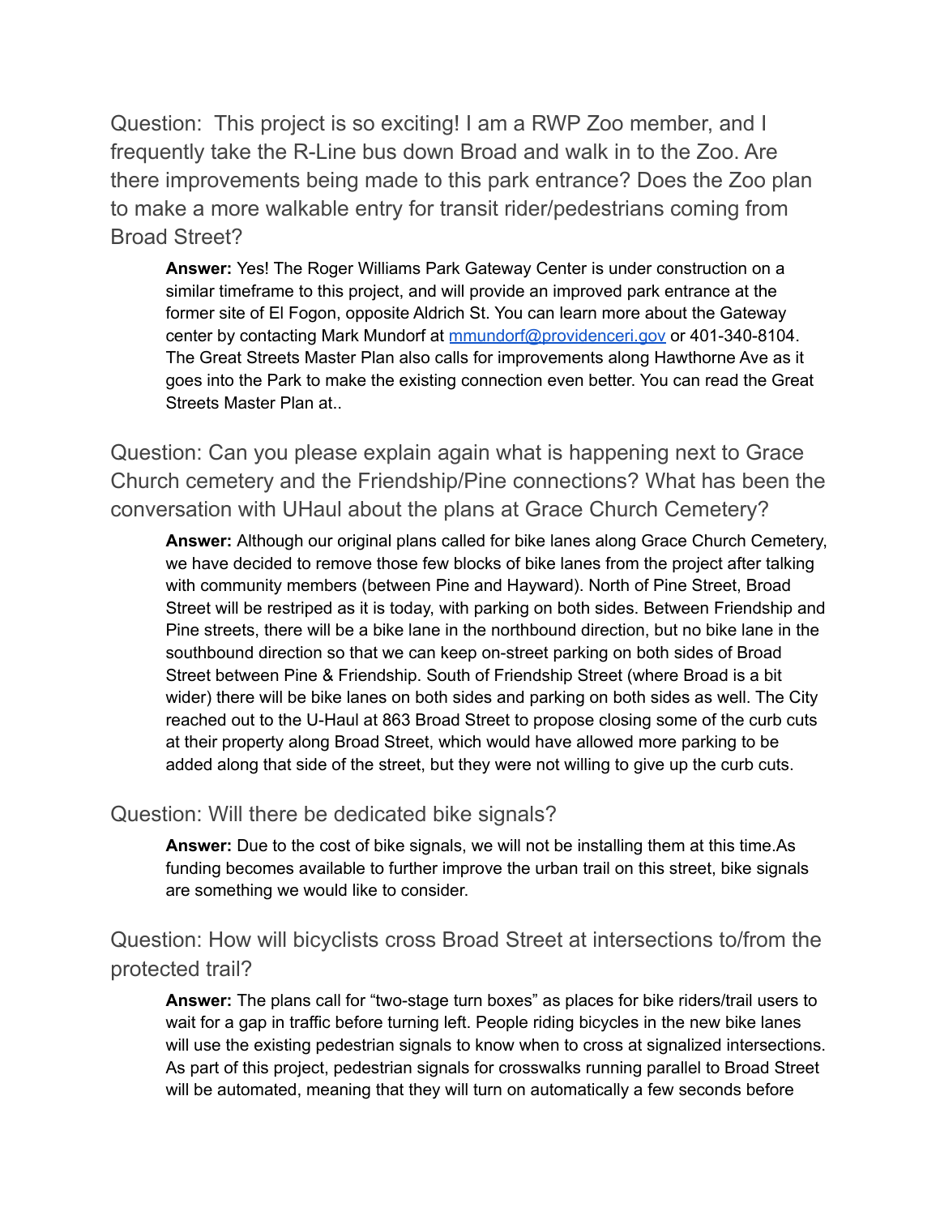Question: This project is so exciting! I am a RWP Zoo member, and I frequently take the R-Line bus down Broad and walk in to the Zoo. Are there improvements being made to this park entrance? Does the Zoo plan to make a more walkable entry for transit rider/pedestrians coming from Broad Street?

> **Answer:** Yes! The Roger Williams Park Gateway Center is under construction on a similar timeframe to this project, and will provide an improved park entrance at the former site of El Fogon, opposite Aldrich St. You can learn more about the Gateway center by contacting Mark Mundorf at [mmundorf@providenceri.gov](mailto:mmundorf@providenceri.gov) or 401-340-8104. The Great Streets Master Plan also calls for improvements along Hawthorne Ave as it goes into the Park to make the existing connection even better. You can read the Great Streets Master Plan at..

Question: Can you please explain again what is happening next to Grace Church cemetery and the Friendship/Pine connections? What has been the conversation with UHaul about the plans at Grace Church Cemetery?

> **Answer:** Although our original plans called for bike lanes along Grace Church Cemetery, we have decided to remove those few blocks of bike lanes from the project after talking with community members (between Pine and Hayward). North of Pine Street, Broad Street will be restriped as it is today, with parking on both sides. Between Friendship and Pine streets, there will be a bike lane in the northbound direction, but no bike lane in the southbound direction so that we can keep on-street parking on both sides of Broad Street between Pine & Friendship. South of Friendship Street (where Broad is a bit wider) there will be bike lanes on both sides and parking on both sides as well. The City reached out to the U-Haul at 863 Broad Street to propose closing some of the curb cuts at their property along Broad Street, which would have allowed more parking to be added along that side of the street, but they were not willing to give up the curb cuts.

Question: Will there be dedicated bike signals?

> **Answer:** Due to the cost of bike signals, we will not be installing them at this time.As funding becomes available to further improve the urban trail on this street, bike signals are something we would like to consider.

Question: How will bicyclists cross Broad Street at intersections to/from the protected trail?

> **Answer:** The plans call for "two-stage turn boxes" as places for bike riders/trail users to wait for a gap in traffic before turning left. People riding bicycles in the new bike lanes will use the existing pedestrian signals to know when to cross at signalized intersections. As part of this project, pedestrian signals for crosswalks running parallel to Broad Street will be automated, meaning that they will turn on automatically a few seconds before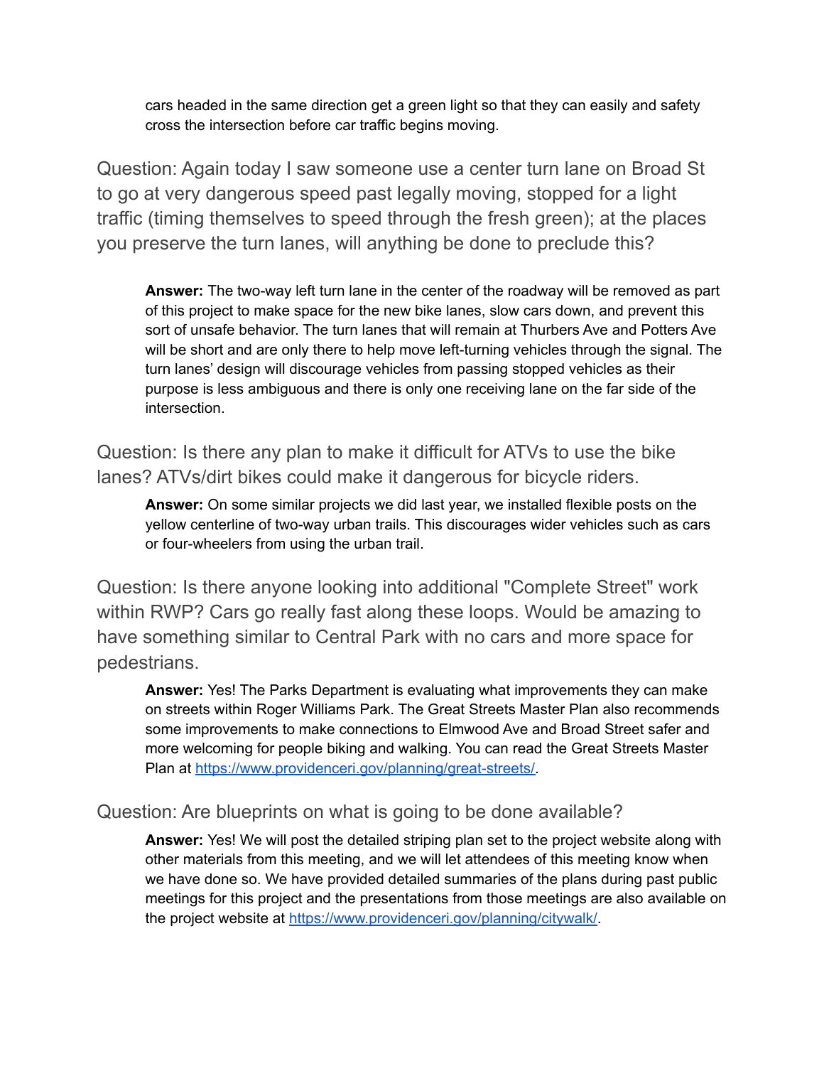cars headed in the same direction get a green light so that they can easily and safety cross the intersection before car traffic begins moving.

## Question: Again today I saw someone use a center turn lane on Broad St to go at very dangerous speed past legally moving, stopped for a light traffic (timing themselves to speed through the fresh green); at the places you preserve the turn lanes, will anything be done to preclude this?

**Answer:** The two-way left turn lane in the center of the roadway will be removed as part of this project to make space for the new bike lanes, slow cars down, and prevent this sort of unsafe behavior. The turn lanes that will remain at Thurbers Ave and Potters Ave will be short and are only there to help move left-turning vehicles through the signal. The turn lanes' design will discourage vehicles from passing stopped vehicles as their purpose is less ambiguous and there is only one receiving lane on the far side of the intersection.

## Question: Is there any plan to make it difficult for ATVs to use the bike lanes? ATVs/dirt bikes could make it dangerous for bicycle riders.

**Answer:** On some similar projects we did last year, we installed flexible posts on the yellow centerline of two-way urban trails. This discourages wider vehicles such as cars or four-wheelers from using the urban trail.

## Question: Is there anyone looking into additional "Complete Street" work within RWP? Cars go really fast along these loops. Would be amazing to have something similar to Central Park with no cars and more space for pedestrians.

**Answer:** Yes! The Parks Department is evaluating what improvements they can make on streets within Roger Williams Park. The Great Streets Master Plan also recommends some improvements to make connections to Elmwood Ave and Broad Street safer and more welcoming for people biking and walking. You can read the Great Streets Master Plan at [https://www.providenceri.gov/planning/great-streets/](https://www.providenceri.gov/planning/great-streets/).

## Question: Are blueprints on what is going to be done available?

**Answer:** Yes! We will post the detailed striping plan set to the project website along with other materials from this meeting, and we will let attendees of this meeting know when we have done so. We have provided detailed summaries of the plans during past public meetings for this project and the presentations from those meetings are also available on the project website at [https://www.providenceri.gov/planning/citywalk/](https://www.providenceri.gov/planning/citywalk/).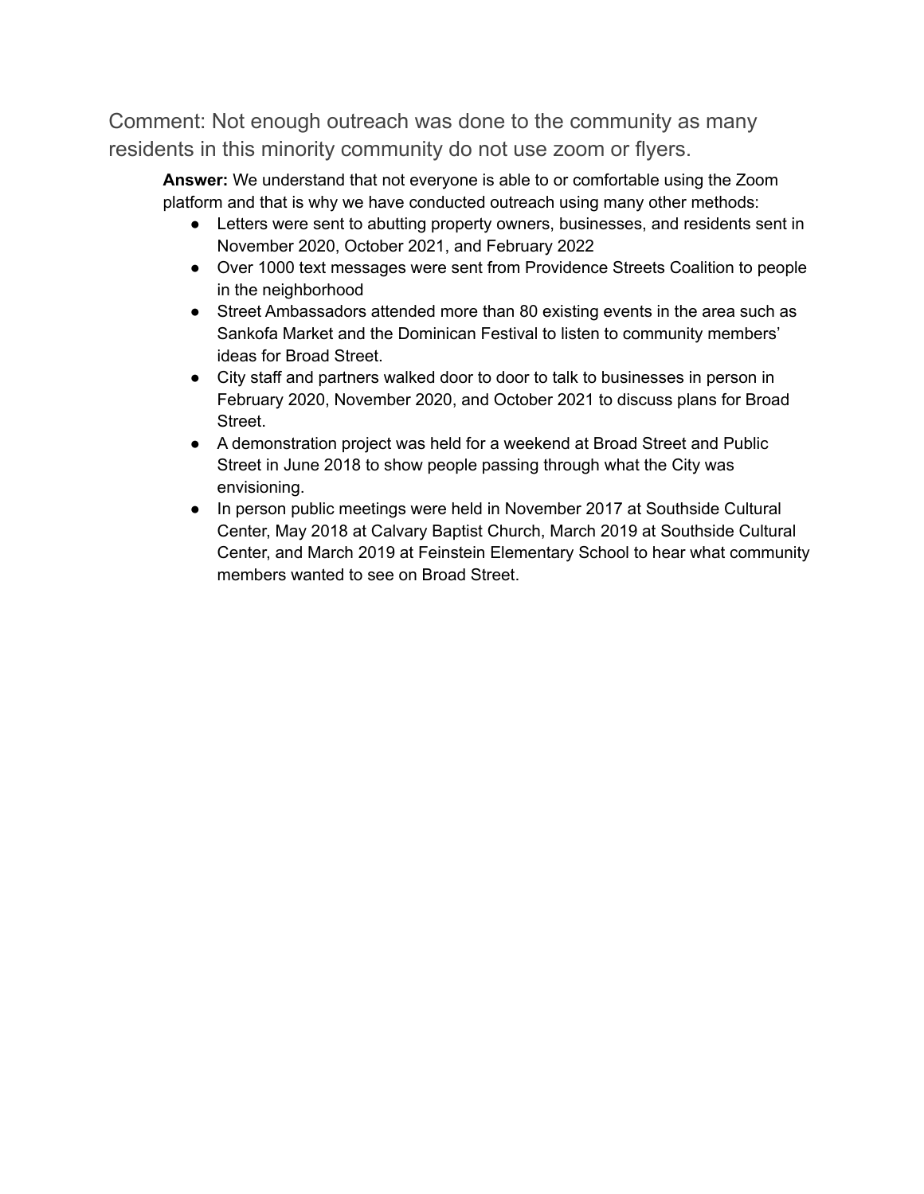Comment: Not enough outreach was done to the community as many residents in this minority community do not use zoom or flyers.

**Answer:** We understand that not everyone is able to or comfortable using the Zoom platform and that is why we have conducted outreach using many other methods:

- Letters were sent to abutting property owners, businesses, and residents sent in November 2020, October 2021, and February 2022
- Over 1000 text messages were sent from Providence Streets Coalition to people in the neighborhood
- Street Ambassadors attended more than 80 existing events in the area such as Sankofa Market and the Dominican Festival to listen to community members' ideas for Broad Street.
- City staff and partners walked door to door to talk to businesses in person in February 2020, November 2020, and October 2021 to discuss plans for Broad Street.
- A demonstration project was held for a weekend at Broad Street and Public Street in June 2018 to show people passing through what the City was envisioning.
- In person public meetings were held in November 2017 at Southside Cultural Center, May 2018 at Calvary Baptist Church, March 2019 at Southside Cultural Center, and March 2019 at Feinstein Elementary School to hear what community members wanted to see on Broad Street.